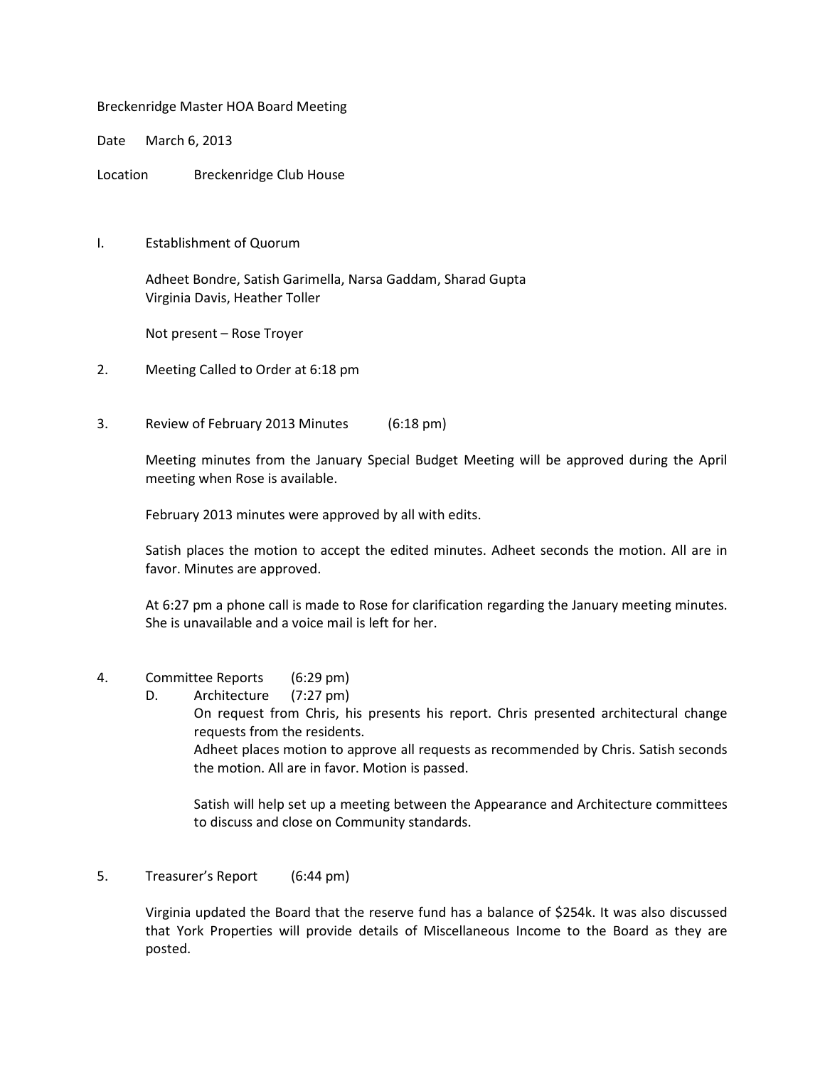Breckenridge Master HOA Board Meeting

Date March 6, 2013

Location Breckenridge Club House

I. Establishment of Quorum

Adheet Bondre, Satish Garimella, Narsa Gaddam, Sharad Gupta
Virginia Davis, Heather Toller

Not present – Rose Troyer

2. Meeting Called to Order at 6:18 pm

3. Review of February 2013 Minutes (6:18 pm)

Meeting minutes from the January Special Budget Meeting will be approved during the April meeting when Rose is available.

February 2013 minutes were approved by all with edits.

Satish places the motion to accept the edited minutes. Adheet seconds the motion. All are in favor. Minutes are approved.

At 6:27 pm a phone call is made to Rose for clarification regarding the January meeting minutes. She is unavailable and a voice mail is left for her.

4. Committee Reports (6:29 pm)

D. Architecture (7:27 pm)

On request from Chris, his presents his report. Chris presented architectural change requests from the residents.

Adheet places motion to approve all requests as recommended by Chris. Satish seconds the motion. All are in favor. Motion is passed.

Satish will help set up a meeting between the Appearance and Architecture committees to discuss and close on Community standards.

5. Treasurer's Report (6:44 pm)

Virginia updated the Board that the reserve fund has a balance of $254k. It was also discussed that York Properties will provide details of Miscellaneous Income to the Board as they are posted.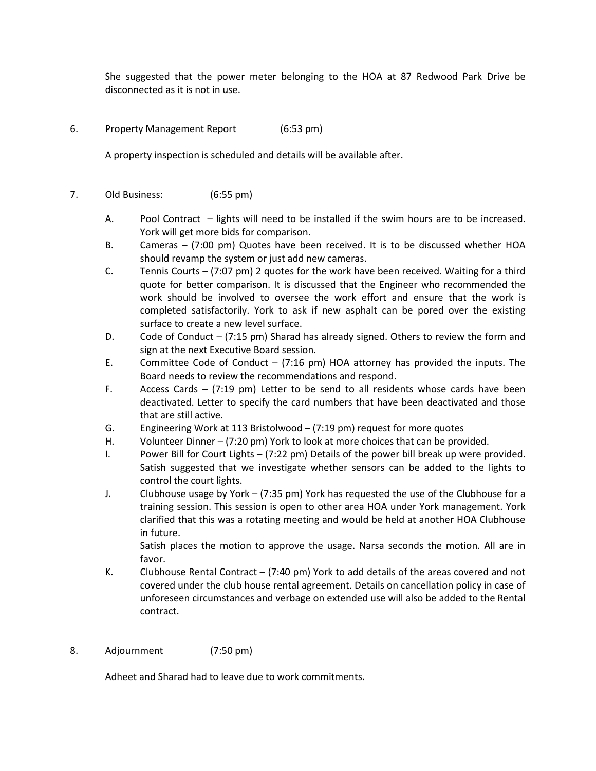She suggested that the power meter belonging to the HOA at 87 Redwood Park Drive be disconnected as it is not in use.

6. Property Management Report (6:53 pm)

   A property inspection is scheduled and details will be available after.

7. Old Business: (6:55 pm)

   A. Pool Contract – lights will need to be installed if the swim hours are to be increased. York will get more bids for comparison.
   B. Cameras – (7:00 pm) Quotes have been received. It is to be discussed whether HOA should revamp the system or just add new cameras.
   C. Tennis Courts – (7:07 pm) 2 quotes for the work have been received. Waiting for a third quote for better comparison. It is discussed that the Engineer who recommended the work should be involved to oversee the work effort and ensure that the work is completed satisfactorily. York to ask if new asphalt can be pored over the existing surface to create a new level surface.
   D. Code of Conduct – (7:15 pm) Sharad has already signed. Others to review the form and sign at the next Executive Board session.
   E. Committee Code of Conduct – (7:16 pm) HOA attorney has provided the inputs. The Board needs to review the recommendations and respond.
   F. Access Cards – (7:19 pm) Letter to be send to all residents whose cards have been deactivated. Letter to specify the card numbers that have been deactivated and those that are still active.
   G. Engineering Work at 113 Bristolwood – (7:19 pm) request for more quotes
   H. Volunteer Dinner – (7:20 pm) York to look at more choices that can be provided.
   I. Power Bill for Court Lights – (7:22 pm) Details of the power bill break up were provided. Satish suggested that we investigate whether sensors can be added to the lights to control the court lights.
   J. Clubhouse usage by York – (7:35 pm) York has requested the use of the Clubhouse for a training session. This session is open to other area HOA under York management. York clarified that this was a rotating meeting and would be held at another HOA Clubhouse in future.
      Satish places the motion to approve the usage. Narsa seconds the motion. All are in favor.
   K. Clubhouse Rental Contract – (7:40 pm) York to add details of the areas covered and not covered under the club house rental agreement. Details on cancellation policy in case of unforeseen circumstances and verbage on extended use will also be added to the Rental contract.

8. Adjournment (7:50 pm)

   Adheet and Sharad had to leave due to work commitments.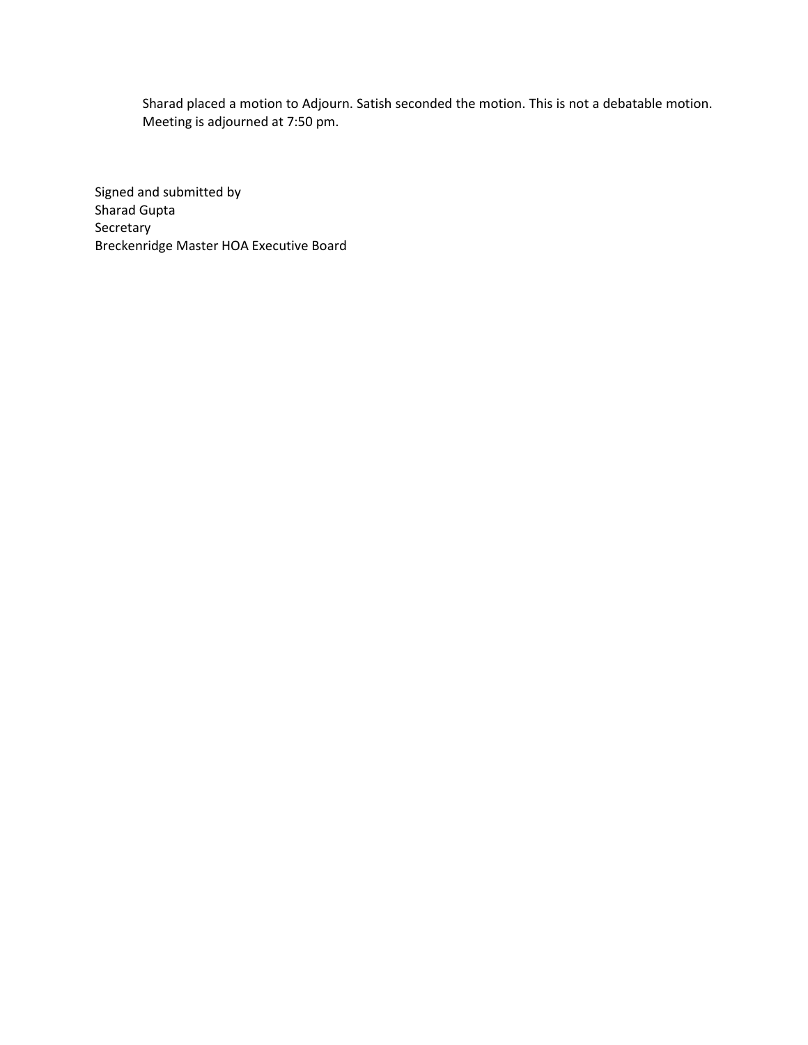Sharad placed a motion to Adjourn. Satish seconded the motion. This is not a debatable motion. Meeting is adjourned at 7:50 pm.

Signed and submitted by  
Sharad Gupta  
Secretary  
Breckenridge Master HOA Executive Board